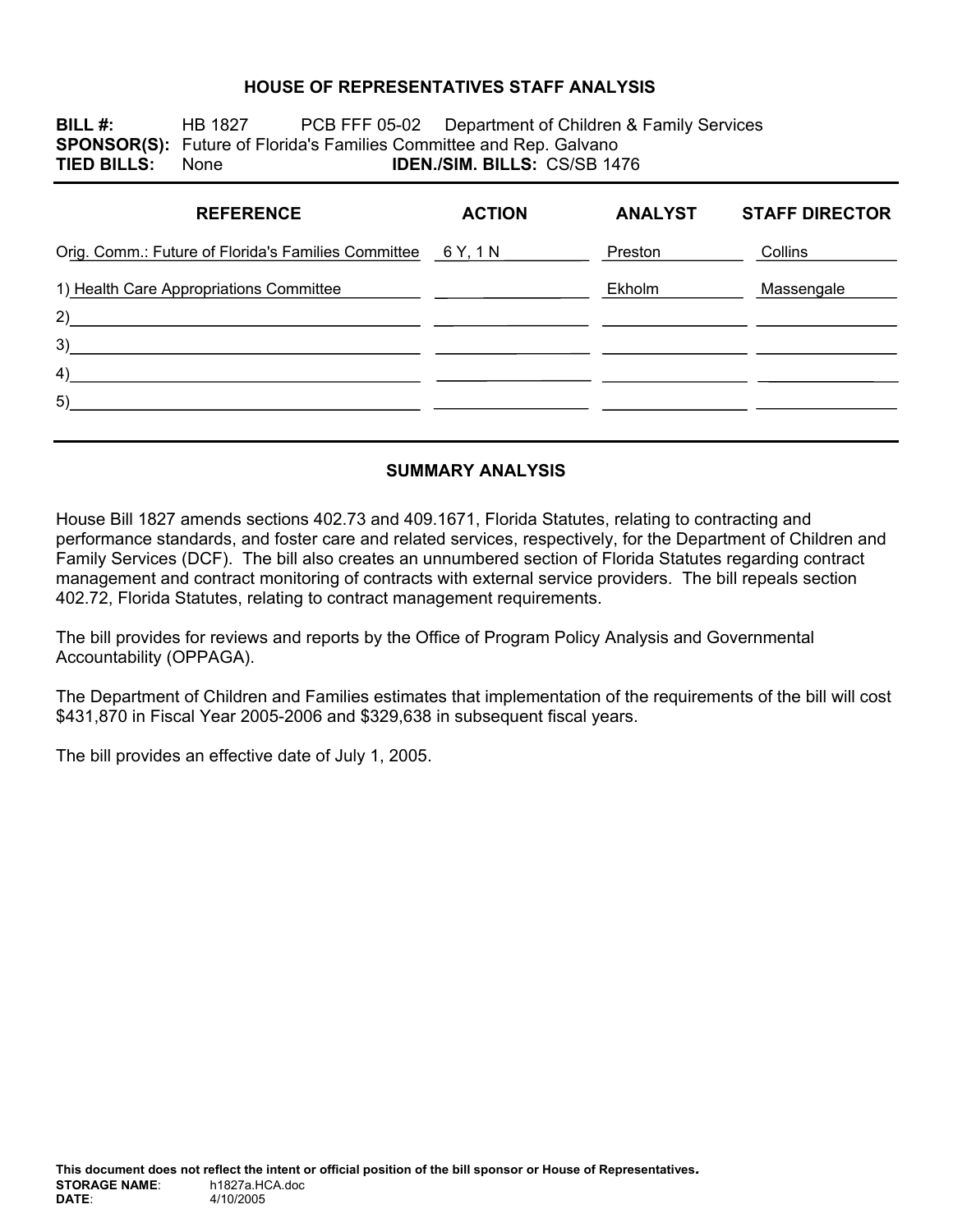# HOUSE OF REPRESENTATIVES STAFF ANALYSIS

**BILL #:** HB 1827 PCB FFF 05-02 Department of Children & Family Services
**SPONSOR(S):** Future of Florida's Families Committee and Rep. Galvano
**TIED BILLS:** None **IDEN./SIM. BILLS:** CS/SB 1476

| REFERENCE | ACTION | ANALYST | STAFF DIRECTOR |
|---|---|---|---|
| Orig. Comm.: Future of Florida's Families Committee | 6 Y, 1 N | Preston | Collins |
| 1) Health Care Appropriations Committee | | Ekholm | Massengale |
| 2) | | | |
| 3) | | | |
| 4) | | | |
| 5) | | | |

## SUMMARY ANALYSIS

House Bill 1827 amends sections 402.73 and 409.1671, Florida Statutes, relating to contracting and performance standards, and foster care and related services, respectively, for the Department of Children and Family Services (DCF). The bill also creates an unnumbered section of Florida Statutes regarding contract management and contract monitoring of contracts with external service providers. The bill repeals section 402.72, Florida Statutes, relating to contract management requirements.

The bill provides for reviews and reports by the Office of Program Policy Analysis and Governmental Accountability (OPPAGA).

The Department of Children and Families estimates that implementation of the requirements of the bill will cost $431,870 in Fiscal Year 2005-2006 and $329,638 in subsequent fiscal years.

The bill provides an effective date of July 1, 2005.

**This document does not reflect the intent or official position of the bill sponsor or House of Representatives.**
**STORAGE NAME**: h1827a.HCA.doc
**DATE**: 4/10/2005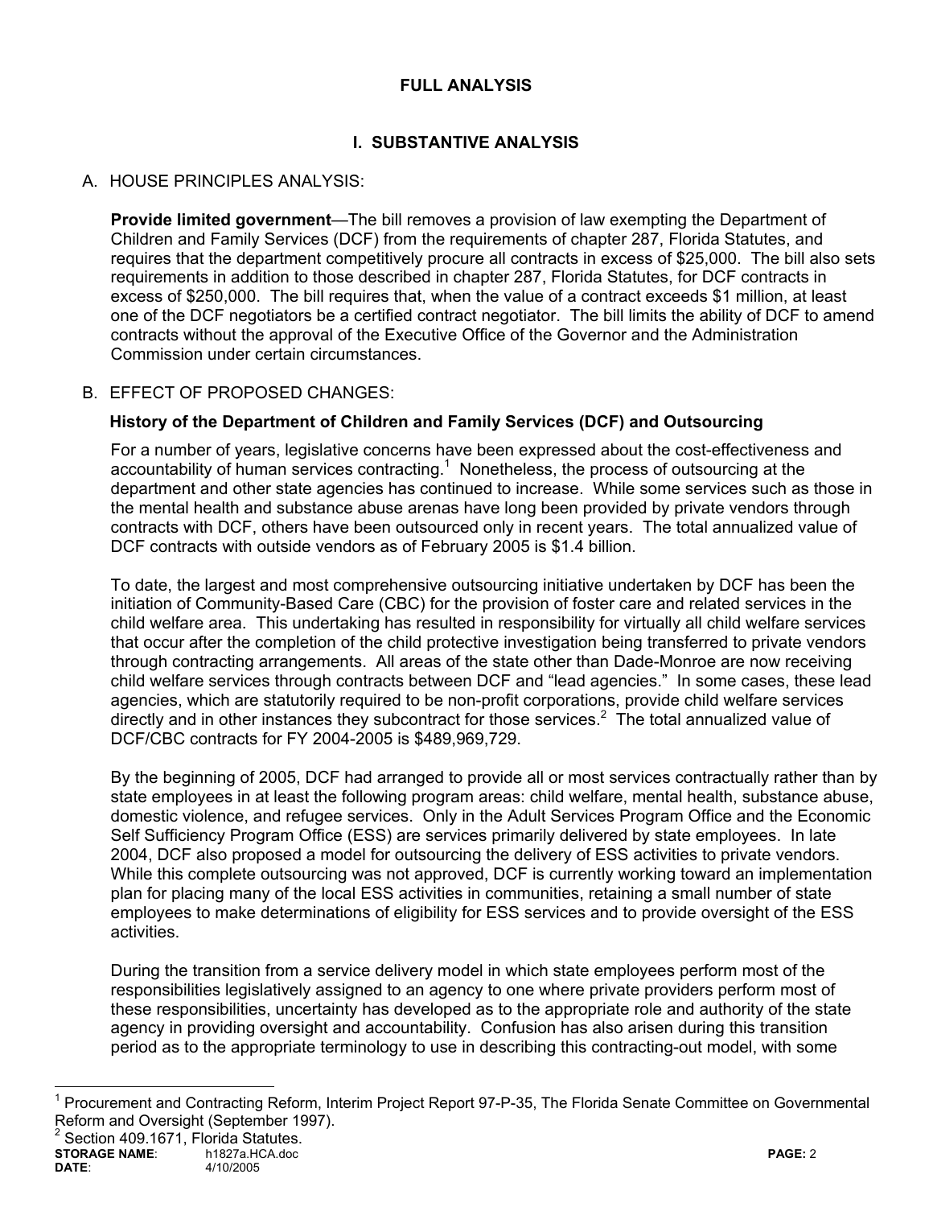## FULL ANALYSIS

## I. SUBSTANTIVE ANALYSIS

A. HOUSE PRINCIPLES ANALYSIS:

**Provide limited government**—The bill removes a provision of law exempting the Department of Children and Family Services (DCF) from the requirements of chapter 287, Florida Statutes, and requires that the department competitively procure all contracts in excess of $25,000. The bill also sets requirements in addition to those described in chapter 287, Florida Statutes, for DCF contracts in excess of $250,000. The bill requires that, when the value of a contract exceeds $1 million, at least one of the DCF negotiators be a certified contract negotiator. The bill limits the ability of DCF to amend contracts without the approval of the Executive Office of the Governor and the Administration Commission under certain circumstances.

B. EFFECT OF PROPOSED CHANGES:

**History of the Department of Children and Family Services (DCF) and Outsourcing**

For a number of years, legislative concerns have been expressed about the cost-effectiveness and accountability of human services contracting.[1] Nonetheless, the process of outsourcing at the department and other state agencies has continued to increase. While some services such as those in the mental health and substance abuse arenas have long been provided by private vendors through contracts with DCF, others have been outsourced only in recent years. The total annualized value of DCF contracts with outside vendors as of February 2005 is $1.4 billion.

To date, the largest and most comprehensive outsourcing initiative undertaken by DCF has been the initiation of Community-Based Care (CBC) for the provision of foster care and related services in the child welfare area. This undertaking has resulted in responsibility for virtually all child welfare services that occur after the completion of the child protective investigation being transferred to private vendors through contracting arrangements. All areas of the state other than Dade-Monroe are now receiving child welfare services through contracts between DCF and "lead agencies." In some cases, these lead agencies, which are statutorily required to be non-profit corporations, provide child welfare services directly and in other instances they subcontract for those services.[2] The total annualized value of DCF/CBC contracts for FY 2004-2005 is $489,969,729.

By the beginning of 2005, DCF had arranged to provide all or most services contractually rather than by state employees in at least the following program areas: child welfare, mental health, substance abuse, domestic violence, and refugee services. Only in the Adult Services Program Office and the Economic Self Sufficiency Program Office (ESS) are services primarily delivered by state employees. In late 2004, DCF also proposed a model for outsourcing the delivery of ESS activities to private vendors. While this complete outsourcing was not approved, DCF is currently working toward an implementation plan for placing many of the local ESS activities in communities, retaining a small number of state employees to make determinations of eligibility for ESS services and to provide oversight of the ESS activities.

During the transition from a service delivery model in which state employees perform most of the responsibilities legislatively assigned to an agency to one where private providers perform most of these responsibilities, uncertainty has developed as to the appropriate role and authority of the state agency in providing oversight and accountability. Confusion has also arisen during this transition period as to the appropriate terminology to use in describing this contracting-out model, with some

---

[1] Procurement and Contracting Reform, Interim Project Report 97-P-35, The Florida Senate Committee on Governmental Reform and Oversight (September 1997).

[2] Section 409.1671, Florida Statutes.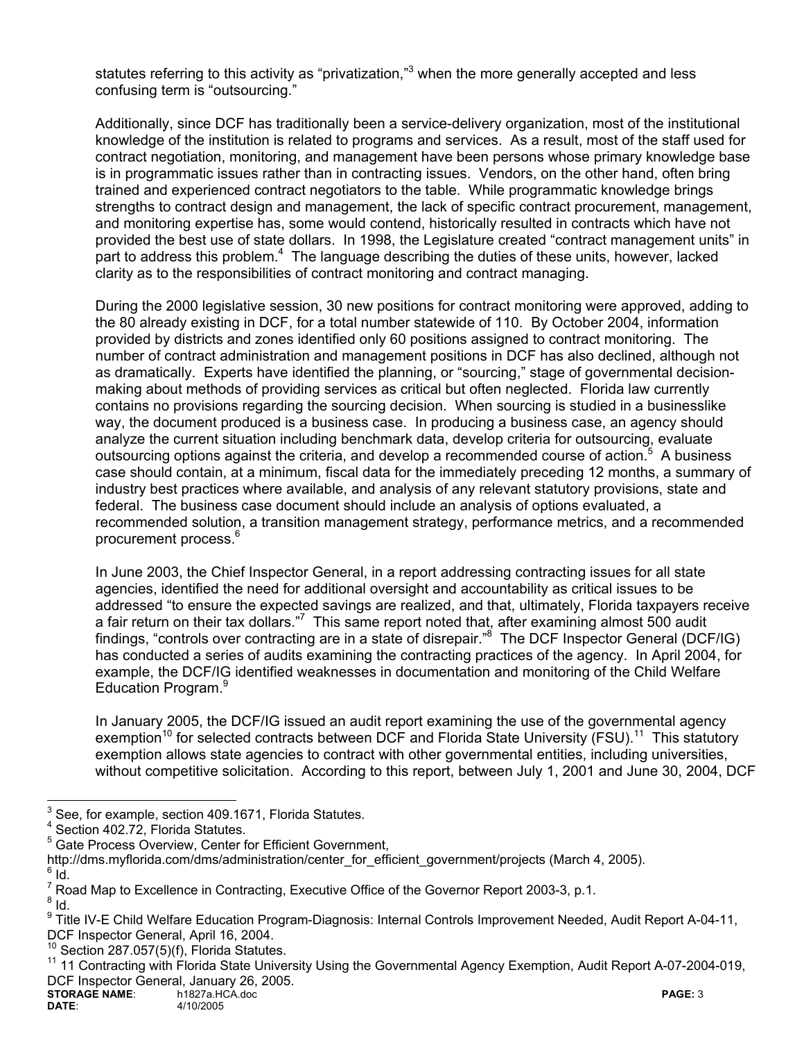statutes referring to this activity as "privatization,"[3] when the more generally accepted and less confusing term is "outsourcing."

Additionally, since DCF has traditionally been a service-delivery organization, most of the institutional knowledge of the institution is related to programs and services. As a result, most of the staff used for contract negotiation, monitoring, and management have been persons whose primary knowledge base is in programmatic issues rather than in contracting issues. Vendors, on the other hand, often bring trained and experienced contract negotiators to the table. While programmatic knowledge brings strengths to contract design and management, the lack of specific contract procurement, management, and monitoring expertise has, some would contend, historically resulted in contracts which have not provided the best use of state dollars. In 1998, the Legislature created "contract management units" in part to address this problem.[4] The language describing the duties of these units, however, lacked clarity as to the responsibilities of contract monitoring and contract managing.

During the 2000 legislative session, 30 new positions for contract monitoring were approved, adding to the 80 already existing in DCF, for a total number statewide of 110. By October 2004, information provided by districts and zones identified only 60 positions assigned to contract monitoring. The number of contract administration and management positions in DCF has also declined, although not as dramatically. Experts have identified the planning, or "sourcing," stage of governmental decision-making about methods of providing services as critical but often neglected. Florida law currently contains no provisions regarding the sourcing decision. When sourcing is studied in a businesslike way, the document produced is a business case. In producing a business case, an agency should analyze the current situation including benchmark data, develop criteria for outsourcing, evaluate outsourcing options against the criteria, and develop a recommended course of action.[5] A business case should contain, at a minimum, fiscal data for the immediately preceding 12 months, a summary of industry best practices where available, and analysis of any relevant statutory provisions, state and federal. The business case document should include an analysis of options evaluated, a recommended solution, a transition management strategy, performance metrics, and a recommended procurement process.[6]

In June 2003, the Chief Inspector General, in a report addressing contracting issues for all state agencies, identified the need for additional oversight and accountability as critical issues to be addressed "to ensure the expected savings are realized, and that, ultimately, Florida taxpayers receive a fair return on their tax dollars."[7] This same report noted that, after examining almost 500 audit findings, "controls over contracting are in a state of disrepair."[8] The DCF Inspector General (DCF/IG) has conducted a series of audits examining the contracting practices of the agency. In April 2004, for example, the DCF/IG identified weaknesses in documentation and monitoring of the Child Welfare Education Program.[9]

In January 2005, the DCF/IG issued an audit report examining the use of the governmental agency exemption[10] for selected contracts between DCF and Florida State University (FSU).[11] This statutory exemption allows state agencies to contract with other governmental entities, including universities, without competitive solicitation. According to this report, between July 1, 2001 and June 30, 2004, DCF

---

[3] See, for example, section 409.1671, Florida Statutes.
[4] Section 402.72, Florida Statutes.
[5] Gate Process Overview, Center for Efficient Government, http://dms.myflorida.com/dms/administration/center_for_efficient_government/projects (March 4, 2005).
[6] Id.
[7] Road Map to Excellence in Contracting, Executive Office of the Governor Report 2003-3, p.1.
[8] Id.
[9] Title IV-E Child Welfare Education Program-Diagnosis: Internal Controls Improvement Needed, Audit Report A-04-11, DCF Inspector General, April 16, 2004.
[10] Section 287.057(5)(f), Florida Statutes.
[11] 11 Contracting with Florida State University Using the Governmental Agency Exemption, Audit Report A-07-2004-019, DCF Inspector General, January 26, 2005.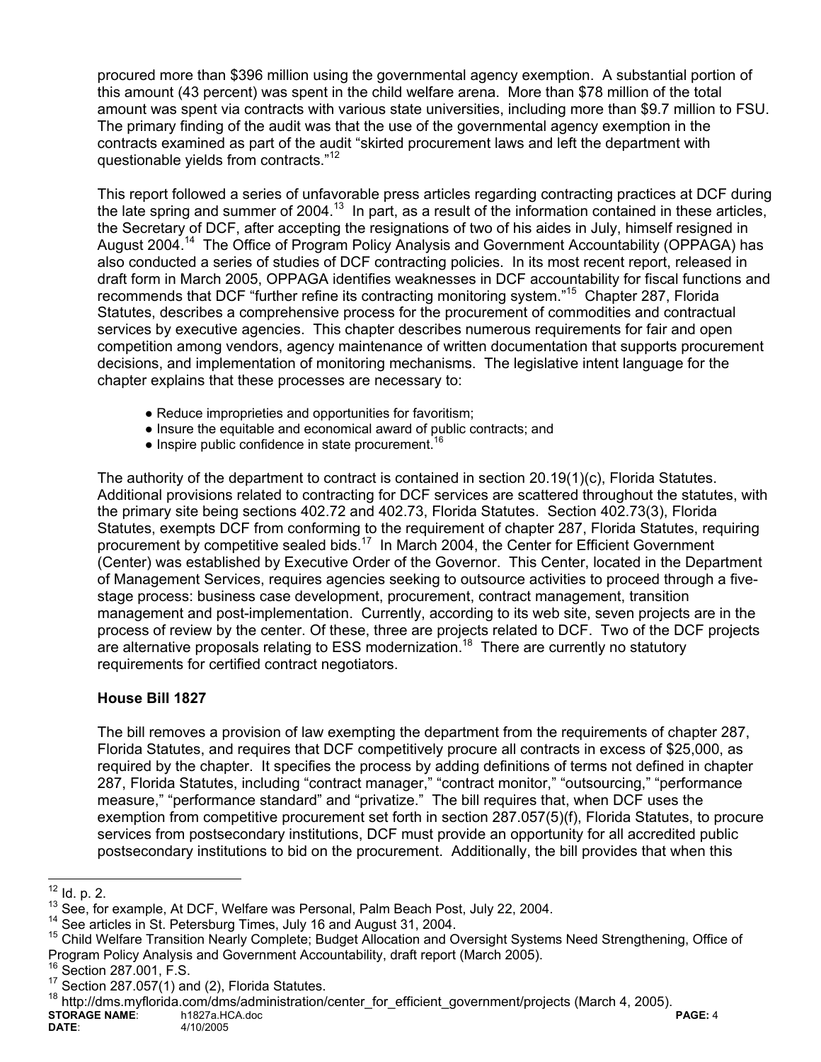procured more than $396 million using the governmental agency exemption. A substantial portion of this amount (43 percent) was spent in the child welfare arena. More than $78 million of the total amount was spent via contracts with various state universities, including more than $9.7 million to FSU. The primary finding of the audit was that the use of the governmental agency exemption in the contracts examined as part of the audit "skirted procurement laws and left the department with questionable yields from contracts."[12]

This report followed a series of unfavorable press articles regarding contracting practices at DCF during the late spring and summer of 2004.[13] In part, as a result of the information contained in these articles, the Secretary of DCF, after accepting the resignations of two of his aides in July, himself resigned in August 2004.[14] The Office of Program Policy Analysis and Government Accountability (OPPAGA) has also conducted a series of studies of DCF contracting policies. In its most recent report, released in draft form in March 2005, OPPAGA identifies weaknesses in DCF accountability for fiscal functions and recommends that DCF "further refine its contracting monitoring system."[15] Chapter 287, Florida Statutes, describes a comprehensive process for the procurement of commodities and contractual services by executive agencies. This chapter describes numerous requirements for fair and open competition among vendors, agency maintenance of written documentation that supports procurement decisions, and implementation of monitoring mechanisms. The legislative intent language for the chapter explains that these processes are necessary to:

- Reduce improprieties and opportunities for favoritism;
- Insure the equitable and economical award of public contracts; and
- Inspire public confidence in state procurement.[16]

The authority of the department to contract is contained in section 20.19(1)(c), Florida Statutes. Additional provisions related to contracting for DCF services are scattered throughout the statutes, with the primary site being sections 402.72 and 402.73, Florida Statutes. Section 402.73(3), Florida Statutes, exempts DCF from conforming to the requirement of chapter 287, Florida Statutes, requiring procurement by competitive sealed bids.[17] In March 2004, the Center for Efficient Government (Center) was established by Executive Order of the Governor. This Center, located in the Department of Management Services, requires agencies seeking to outsource activities to proceed through a five-stage process: business case development, procurement, contract management, transition management and post-implementation. Currently, according to its web site, seven projects are in the process of review by the center. Of these, three are projects related to DCF. Two of the DCF projects are alternative proposals relating to ESS modernization.[18] There are currently no statutory requirements for certified contract negotiators.

### House Bill 1827

The bill removes a provision of law exempting the department from the requirements of chapter 287, Florida Statutes, and requires that DCF competitively procure all contracts in excess of $25,000, as required by the chapter. It specifies the process by adding definitions of terms not defined in chapter 287, Florida Statutes, including "contract manager," "contract monitor," "outsourcing," "performance measure," "performance standard" and "privatize." The bill requires that, when DCF uses the exemption from competitive procurement set forth in section 287.057(5)(f), Florida Statutes, to procure services from postsecondary institutions, DCF must provide an opportunity for all accredited public postsecondary institutions to bid on the procurement. Additionally, the bill provides that when this

---

[12] Id. p. 2.

[13] See, for example, At DCF, Welfare was Personal, Palm Beach Post, July 22, 2004.

[14] See articles in St. Petersburg Times, July 16 and August 31, 2004.

[15] Child Welfare Transition Nearly Complete; Budget Allocation and Oversight Systems Need Strengthening, Office of Program Policy Analysis and Government Accountability, draft report (March 2005).

[16] Section 287.001, F.S.

[17] Section 287.057(1) and (2), Florida Statutes.

[18] http://dms.myflorida.com/dms/administration/center_for_efficient_government/projects (March 4, 2005).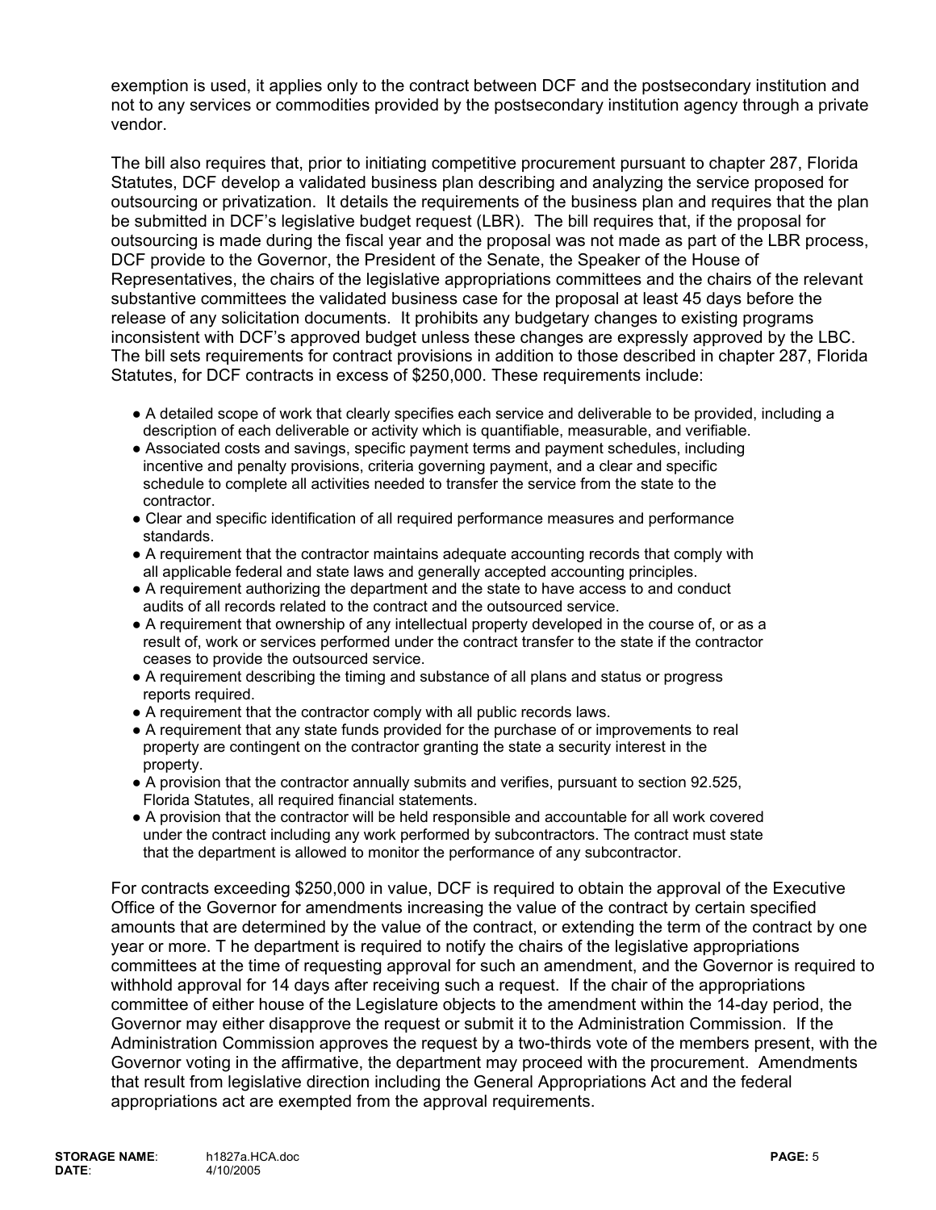exemption is used, it applies only to the contract between DCF and the postsecondary institution and not to any services or commodities provided by the postsecondary institution agency through a private vendor.

The bill also requires that, prior to initiating competitive procurement pursuant to chapter 287, Florida Statutes, DCF develop a validated business plan describing and analyzing the service proposed for outsourcing or privatization. It details the requirements of the business plan and requires that the plan be submitted in DCF's legislative budget request (LBR). The bill requires that, if the proposal for outsourcing is made during the fiscal year and the proposal was not made as part of the LBR process, DCF provide to the Governor, the President of the Senate, the Speaker of the House of Representatives, the chairs of the legislative appropriations committees and the chairs of the relevant substantive committees the validated business case for the proposal at least 45 days before the release of any solicitation documents. It prohibits any budgetary changes to existing programs inconsistent with DCF's approved budget unless these changes are expressly approved by the LBC. The bill sets requirements for contract provisions in addition to those described in chapter 287, Florida Statutes, for DCF contracts in excess of $250,000. These requirements include:

- A detailed scope of work that clearly specifies each service and deliverable to be provided, including a description of each deliverable or activity which is quantifiable, measurable, and verifiable.
- Associated costs and savings, specific payment terms and payment schedules, including incentive and penalty provisions, criteria governing payment, and a clear and specific schedule to complete all activities needed to transfer the service from the state to the contractor.
- Clear and specific identification of all required performance measures and performance standards.
- A requirement that the contractor maintains adequate accounting records that comply with all applicable federal and state laws and generally accepted accounting principles.
- A requirement authorizing the department and the state to have access to and conduct audits of all records related to the contract and the outsourced service.
- A requirement that ownership of any intellectual property developed in the course of, or as a result of, work or services performed under the contract transfer to the state if the contractor ceases to provide the outsourced service.
- A requirement describing the timing and substance of all plans and status or progress reports required.
- A requirement that the contractor comply with all public records laws.
- A requirement that any state funds provided for the purchase of or improvements to real property are contingent on the contractor granting the state a security interest in the property.
- A provision that the contractor annually submits and verifies, pursuant to section 92.525, Florida Statutes, all required financial statements.
- A provision that the contractor will be held responsible and accountable for all work covered under the contract including any work performed by subcontractors. The contract must state that the department is allowed to monitor the performance of any subcontractor.

For contracts exceeding $250,000 in value, DCF is required to obtain the approval of the Executive Office of the Governor for amendments increasing the value of the contract by certain specified amounts that are determined by the value of the contract, or extending the term of the contract by one year or more. T he department is required to notify the chairs of the legislative appropriations committees at the time of requesting approval for such an amendment, and the Governor is required to withhold approval for 14 days after receiving such a request. If the chair of the appropriations committee of either house of the Legislature objects to the amendment within the 14-day period, the Governor may either disapprove the request or submit it to the Administration Commission. If the Administration Commission approves the request by a two-thirds vote of the members present, with the Governor voting in the affirmative, the department may proceed with the procurement. Amendments that result from legislative direction including the General Appropriations Act and the federal appropriations act are exempted from the approval requirements.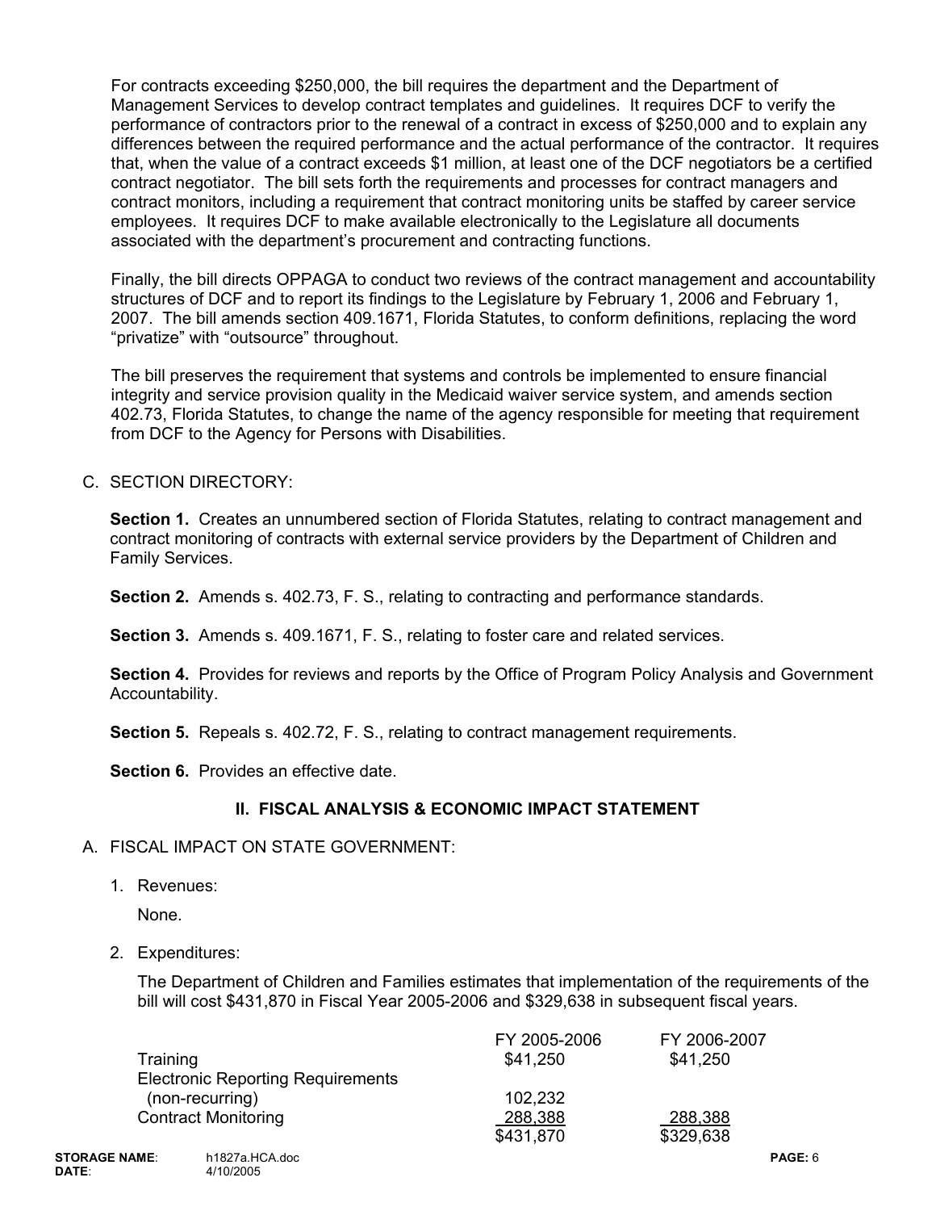For contracts exceeding $250,000, the bill requires the department and the Department of Management Services to develop contract templates and guidelines. It requires DCF to verify the performance of contractors prior to the renewal of a contract in excess of $250,000 and to explain any differences between the required performance and the actual performance of the contractor. It requires that, when the value of a contract exceeds $1 million, at least one of the DCF negotiators be a certified contract negotiator. The bill sets forth the requirements and processes for contract managers and contract monitors, including a requirement that contract monitoring units be staffed by career service employees. It requires DCF to make available electronically to the Legislature all documents associated with the department's procurement and contracting functions.

Finally, the bill directs OPPAGA to conduct two reviews of the contract management and accountability structures of DCF and to report its findings to the Legislature by February 1, 2006 and February 1, 2007. The bill amends section 409.1671, Florida Statutes, to conform definitions, replacing the word "privatize" with "outsource" throughout.

The bill preserves the requirement that systems and controls be implemented to ensure financial integrity and service provision quality in the Medicaid waiver service system, and amends section 402.73, Florida Statutes, to change the name of the agency responsible for meeting that requirement from DCF to the Agency for Persons with Disabilities.

C. SECTION DIRECTORY:

**Section 1.** Creates an unnumbered section of Florida Statutes, relating to contract management and contract monitoring of contracts with external service providers by the Department of Children and Family Services.

**Section 2.** Amends s. 402.73, F. S., relating to contracting and performance standards.

**Section 3.** Amends s. 409.1671, F. S., relating to foster care and related services.

**Section 4.** Provides for reviews and reports by the Office of Program Policy Analysis and Government Accountability.

**Section 5.** Repeals s. 402.72, F. S., relating to contract management requirements.

**Section 6.** Provides an effective date.

## II. FISCAL ANALYSIS & ECONOMIC IMPACT STATEMENT

A. FISCAL IMPACT ON STATE GOVERNMENT:

1. Revenues:

   None.

2. Expenditures:

   The Department of Children and Families estimates that implementation of the requirements of the bill will cost $431,870 in Fiscal Year 2005-2006 and $329,638 in subsequent fiscal years.

| | FY 2005-2006 | FY 2006-2007 |
|---|---|---|
| Training | $41,250 | $41,250 |
| Electronic Reporting Requirements (non-recurring) | 102,232 | |
| Contract Monitoring | 288,388 | 288,388 |
| | $431,870 | $329,638 |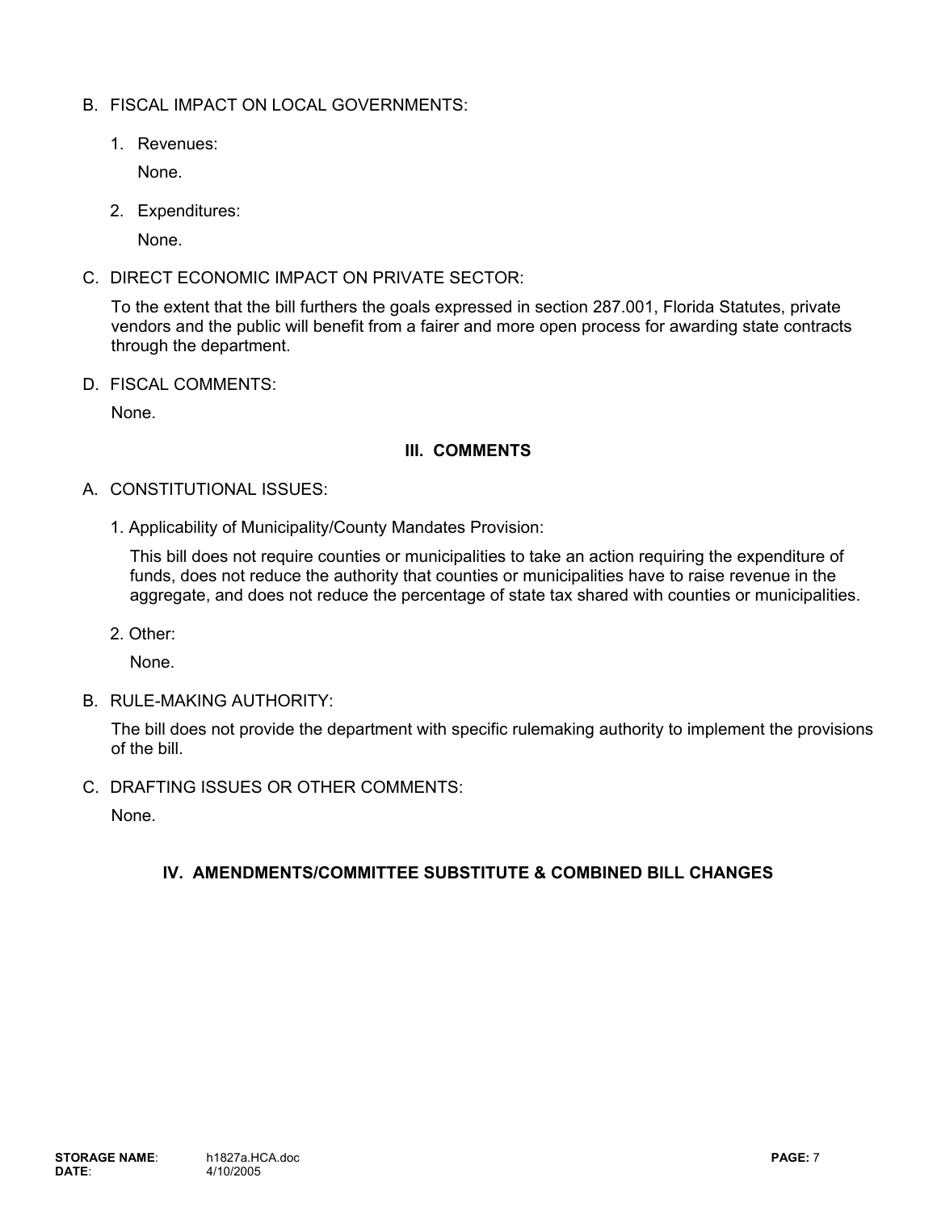B. FISCAL IMPACT ON LOCAL GOVERNMENTS:

1. Revenues:

   None.

2. Expenditures:

   None.

C. DIRECT ECONOMIC IMPACT ON PRIVATE SECTOR:

To the extent that the bill furthers the goals expressed in section 287.001, Florida Statutes, private vendors and the public will benefit from a fairer and more open process for awarding state contracts through the department.

D. FISCAL COMMENTS:

None.

## III. COMMENTS

A. CONSTITUTIONAL ISSUES:

1. Applicability of Municipality/County Mandates Provision:

   This bill does not require counties or municipalities to take an action requiring the expenditure of funds, does not reduce the authority that counties or municipalities have to raise revenue in the aggregate, and does not reduce the percentage of state tax shared with counties or municipalities.

2. Other:

   None.

B. RULE-MAKING AUTHORITY:

The bill does not provide the department with specific rulemaking authority to implement the provisions of the bill.

C. DRAFTING ISSUES OR OTHER COMMENTS:

None.

## IV. AMENDMENTS/COMMITTEE SUBSTITUTE & COMBINED BILL CHANGES